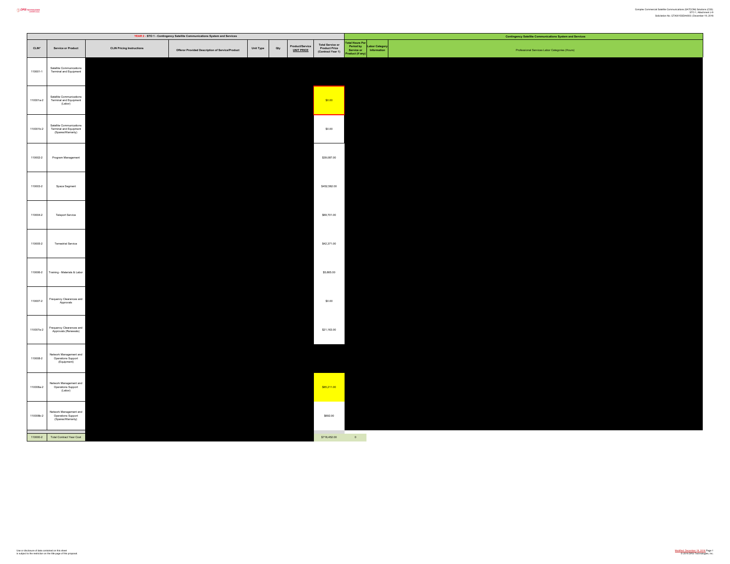| YEAR 2 - STO 1 - Contingency Satellite Communications System and Services | | | | | | | | Contingency Satellite Communications System and Services | | |
|---|---|---|---|---|---|---|---|---|---|---|
| CLIN* | Service or Product | CLIN Pricing Instructions | Offeror Provided Description of Service/Product | Unit Type | Qty | Product/Service UNIT PRICE | Total Service or Product Price (Contract Year 1) | Total Hours Per Period by Service or Product (if any) | Labor Category Information | Professional Services Labor Categories (Hours) |
| 110001-1 | Satellite Communications Terminal and Equipment | | | | | | | | | |
| 110001a-2 | Satellite Communications Terminal and Equipment (Labor) | | | | | | $0.00 | | | |
| 110001b-2 | Satellite Communications Terminal and Equipment (Spares/Warranty) | | | | | | $0.00 | | | |
| 110002-2 | Program Management | | | | | | $39,087.00 | | | |
| 110003-2 | Space Segment | | | | | | $452,562.00 | | | |
| 110004-2 | Teleport Service | | | | | | $69,701.00 | | | |
| 110005-2 | Terrestrial Service | | | | | | $42,371.00 | | | |
| 110006-2 | Training - Materials & Labor | | | | | | $5,665.00 | | | |
| 110007-2 | Frequency Clearances and Approvals | | | | | | $0.00 | | | |
| 110007a-2 | Frequency Clearances and Approvals (Renewals) | | | | | | $21,163.00 | | | |
| 110008-2 | Network Management and Operations Support (Equipment) | | | | | | | | | |
| 110008a-2 | Network Management and Operations Support (Labor) | | | | | | $85,211.00 | | | |
| 110008b-2 | Network Management and Operations Support (Spares/Warranty) | | | | | | $692.00 | | | |
| 110000-2 | Total Contract Year Cost | | | | | | $716,452.00 | 0 | | |

Use or disclosure of data contained on this sheet is subject to the restriction on the title page of this proposal.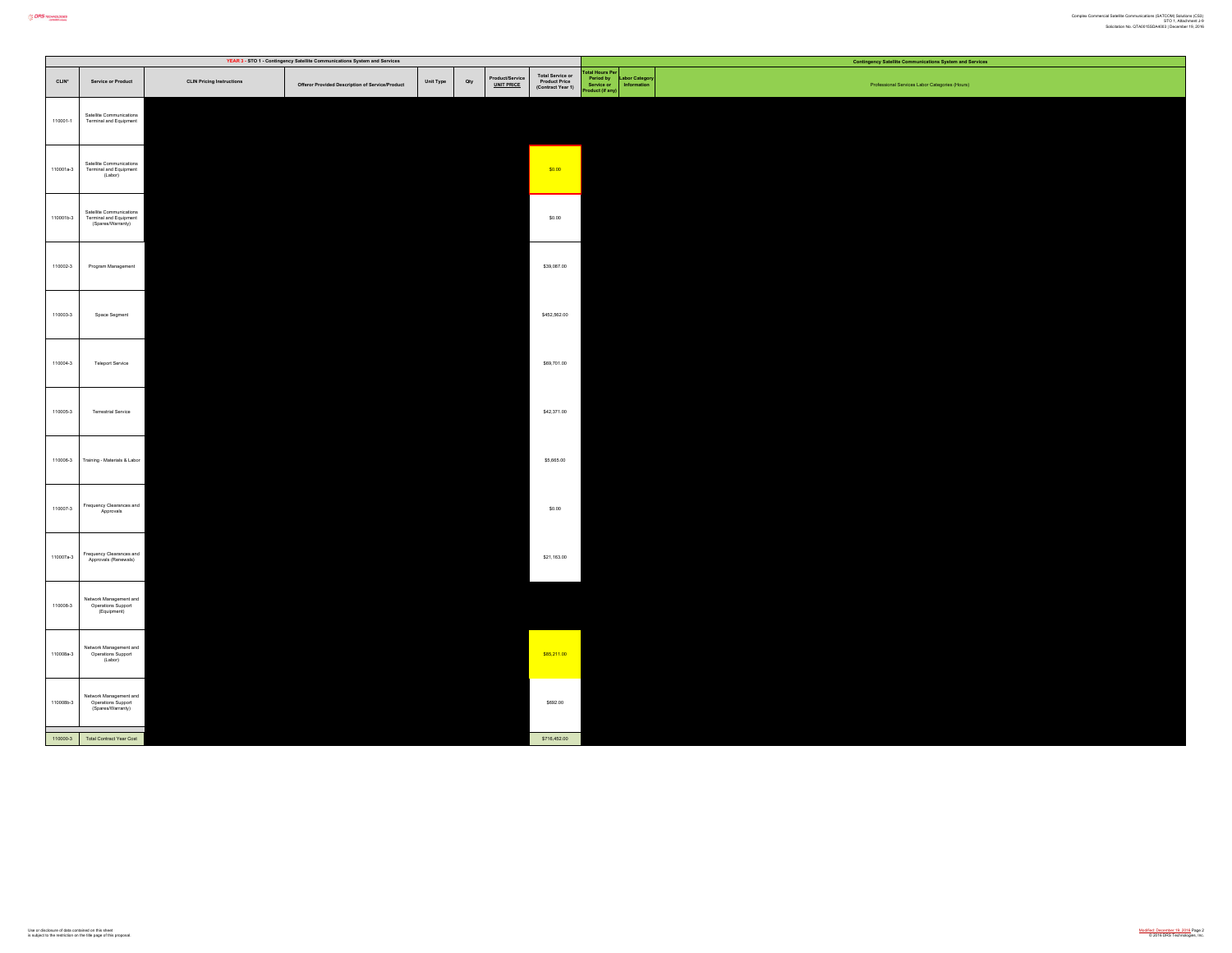| YEAR 3 - STO 1 - Contingency Satellite Communications System and Services | | | | | | | | Contingency Satellite Communications System and Services | | |
|---|---|---|---|---|---|---|---|---|---|---|
| CLIN* | Service or Product | CLIN Pricing Instructions | Offeror Provided Description of Service/Product | Unit Type | Qty | Product/Service UNIT PRICE | Total Service or Product Price (Contract Year 1) | Total Hours Per Period by Service or Product (if any) | Labor Category Information | Professional Services Labor Categories (Hours) |
| 110001-1 | Satellite Communications Terminal and Equipment | | | | | | | | | |
| 110001a-3 | Satellite Communications Terminal and Equipment (Labor) | | | | | | $0.00 | | | |
| 110001b-3 | Satellite Communications Terminal and Equipment (Spares/Warranty) | | | | | | $0.00 | | | |
| 110002-3 | Program Management | | | | | | $39,087.00 | | | |
| 110003-3 | Space Segment | | | | | | $452,562.00 | | | |
| 110004-3 | Teleport Service | | | | | | $69,701.00 | | | |
| 110005-3 | Terrestrial Service | | | | | | $42,371.00 | | | |
| 110006-3 | Training - Materials & Labor | | | | | | $5,665.00 | | | |
| 110007-3 | Frequency Clearances and Approvals | | | | | | $0.00 | | | |
| 110007a-3 | Frequency Clearances and Approvals (Renewals) | | | | | | $21,163.00 | | | |
| 110008-3 | Network Management and Operations Support (Equipment) | | | | | | | | | |
| 110008a-3 | Network Management and Operations Support (Labor) | | | | | | $85,211.00 | | | |
| 110008b-3 | Network Management and Operations Support (Spares/Warranty) | | | | | | $692.00 | | | |
| 110000-3 | Total Contract Year Cost | | | | | | $716,452.00 | | | |

Use or disclosure of data contained on this sheet is subject to the restriction on the title page of this proposal.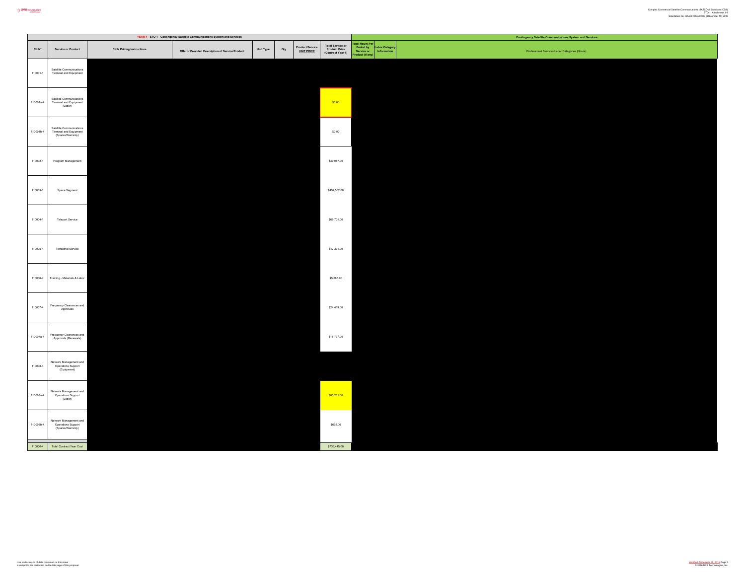| YEAR 4 - STO 1 - Contingency Satellite Communications System and Services | | | | | | | | Contingency Satellite Communications System and Services | | |
|---|---|---|---|---|---|---|---|---|---|---|
| CLIN* | Service or Product | CLIN Pricing Instructions | Offeror Provided Description of Service/Product | Unit Type | Qty | Product/Service UNIT PRICE | Total Service or Product Price (Contract Year 1) | Total Hours Per Period by Service or Product (if any) | Labor Category Information | Professional Services Labor Categories (Hours) |
| 110001-1 | Satellite Communications Terminal and Equipment | | | | | | | | | |
| 110001a-4 | Satellite Communications Terminal and Equipment (Labor) | | | | | | $0.00 | | | |
| 110001b-4 | Satellite Communications Terminal and Equipment (Spares/Warranty) | | | | | | $0.00 | | | |
| 110002-1 | Program Management | | | | | | $39,087.00 | | | |
| 110003-1 | Space Segment | | | | | | $452,562.00 | | | |
| 110004-1 | Teleport Service | | | | | | $69,701.00 | | | |
| 110005-4 | Terrestrial Service | | | | | | $42,371.00 | | | |
| 110006-4 | Training - Materials & Labor | | | | | | $5,665.00 | | | |
| 110007-4 | Frequency Clearances and Approvals | | | | | | $24,419.00 | | | |
| 110007a-4 | Frequency Clearances and Approvals (Renewals) | | | | | | $15,737.00 | | | |
| 110008-4 | Network Management and Operations Support (Equipment) | | | | | | | | | |
| 110008a-4 | Network Management and Operations Support (Labor) | | | | | | $85,211.00 | | | |
| 110008b-4 | Network Management and Operations Support (Spares/Warranty) | | | | | | $692.00 | | | |
| 110000-4 | Total Contract Year Cost | | | | | | $735,445.00 | | | |

Use or disclosure of data contained on this sheet is subject to the restriction on the title page of this proposal.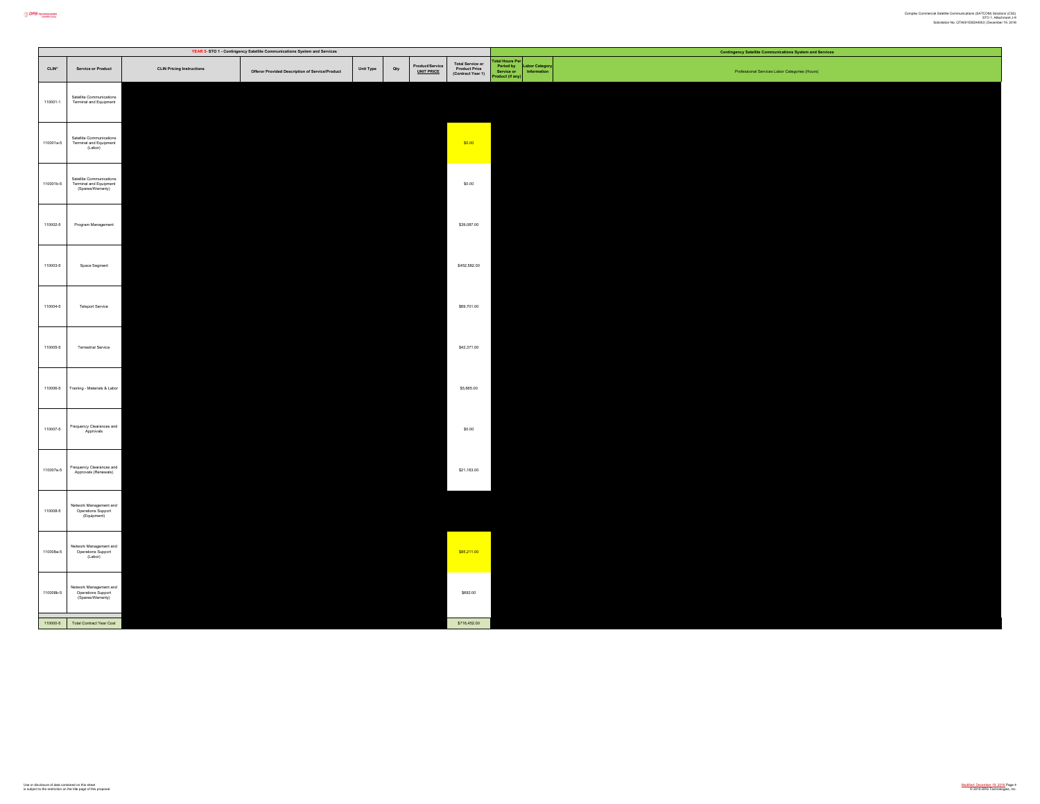| YEAR 5- STO 1 - Contingency Satellite Communications System and Services | | | | | | | | Contingency Satellite Communications System and Services | | |
|---|---|---|---|---|---|---|---|---|---|---|
| CLIN* | Service or Product | CLIN Pricing Instructions | Offeror Provided Description of Service/Product | Unit Type | Qty | Product/Service UNIT PRICE | Total Service or Product Price (Contract Year 1) | Total Hours Per Period by Service or Product (if any) | Labor Category Information | Professional Services Labor Categories (Hours) |
| 110001-1 | Satellite Communications Terminal and Equipment | | | | | | | | | |
| 110001a-5 | Satellite Communications Terminal and Equipment (Labor) | | | | | | $0.00 | | | |
| 110001b-5 | Satellite Communications Terminal and Equipment (Spares/Warranty) | | | | | | $0.00 | | | |
| 110002-5 | Program Management | | | | | | $39,087.00 | | | |
| 110003-5 | Space Segment | | | | | | $452,562.00 | | | |
| 110004-5 | Teleport Service | | | | | | $69,701.00 | | | |
| 110005-5 | Terrestrial Service | | | | | | $42,371.00 | | | |
| 110006-5 | Training - Materials & Labor | | | | | | $5,665.00 | | | |
| 110007-5 | Frequency Clearances and Approvals | | | | | | $0.00 | | | |
| 110007a-5 | Frequency Clearances and Approvals (Renewals) | | | | | | $21,163.00 | | | |
| 110008-5 | Network Management and Operations Support (Equipment) | | | | | | | | | |
| 110008a-5 | Network Management and Operations Support (Labor) | | | | | | $85,211.00 | | | |
| 110008b-5 | Network Management and Operations Support (Spares/Warranty) | | | | | | $692.00 | | | |
| 110000-5 | Total Contract Year Cost | | | | | | $716,452.00 | | | |

Use or disclosure of data contained on this sheet is subject to the restriction on the title page of this proposal.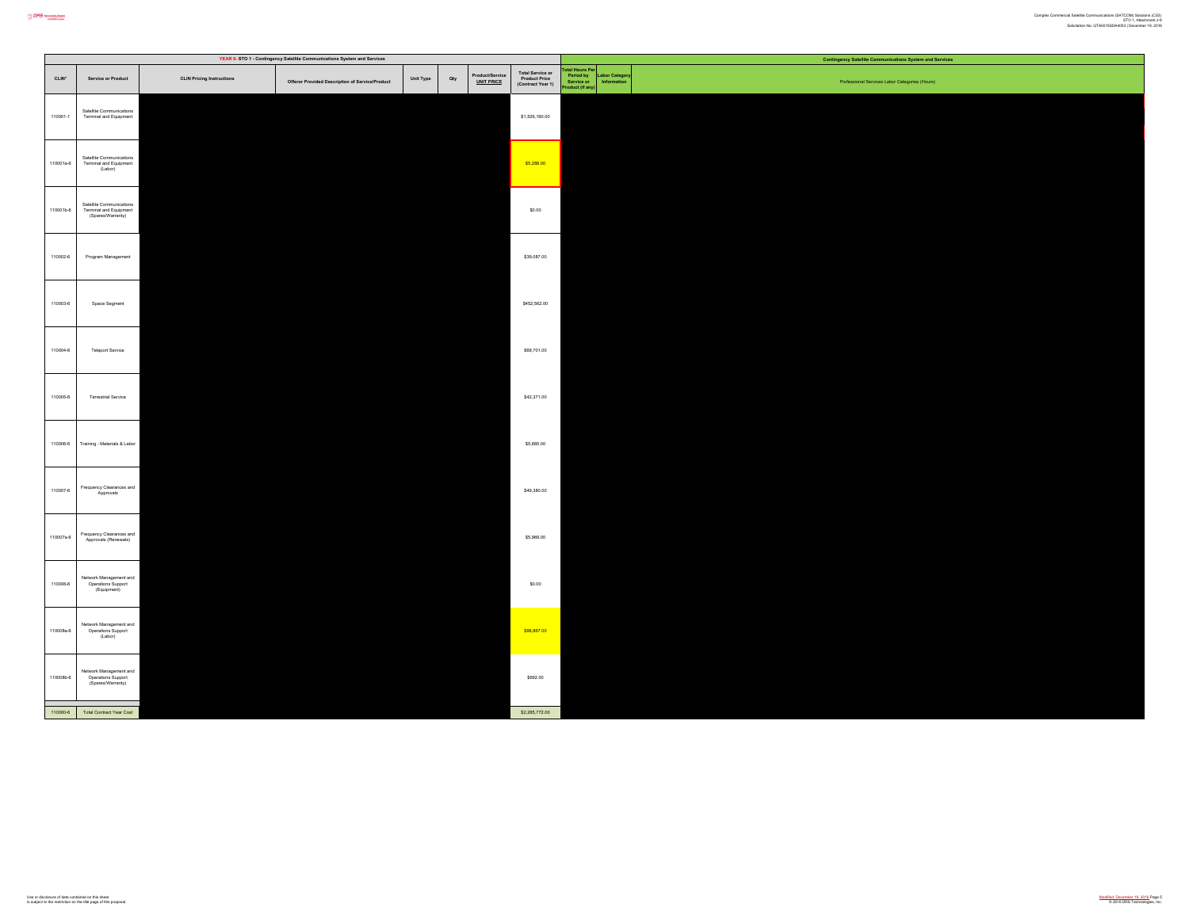| YEAR 6- STO 1 - Contingency Satellite Communications System and Services | | | | | | | | Contingency Satellite Communications System and Services | | |
|---|---|---|---|---|---|---|---|---|---|---|
| CLIN* | Service or Product | CLIN Pricing Instructions | Offeror Provided Description of Service/Product | Unit Type | Qty | Product/Service UNIT PRICE | Total Service or Product Price (Contract Year 1) | Total Hours Per Period by Service or Product (if any) | Labor Category Information | Professional Services Labor Categories (Hours) |
| 110001-1 | Satellite Communications Terminal and Equipment | | | | | | $1,526,190.00 | | | |
| 110001a-6 | Satellite Communications Terminal and Equipment (Labor) | | | | | | $5,298.00 | | | |
| 110001b-6 | Satellite Communications Terminal and Equipment (Spares/Warranty) | | | | | | $0.00 | | | |
| 110002-6 | Program Management | | | | | | $39,087.00 | | | |
| 110003-6 | Space Segment | | | | | | $452,562.00 | | | |
| 110004-6 | Teleport Service | | | | | | $69,701.00 | | | |
| 110005-6 | Terrestrial Service | | | | | | $42,371.00 | | | |
| 110006-6 | Training - Materials & Labor | | | | | | $5,665.00 | | | |
| 110007-6 | Frequency Clearances and Approvals | | | | | | $49,380.00 | | | |
| 110007a-6 | Frequency Clearances and Approvals (Renewals) | | | | | | $5,969.00 | | | |
| 110008-6 | Network Management and Operations Support (Equipment) | | | | | | $0.00 | | | |
| 110008a-6 | Network Management and Operations Support (Labor) | | | | | | $88,857.00 | | | |
| 110008b-6 | Network Management and Operations Support (Spares/Warranty) | | | | | | $692.00 | | | |
| 110000-6 | Total Contract Year Cost | | | | | | $2,285,772.00 | | | |

Use or disclosure of data contained on this sheet is subject to the restriction on the title page of this proposal.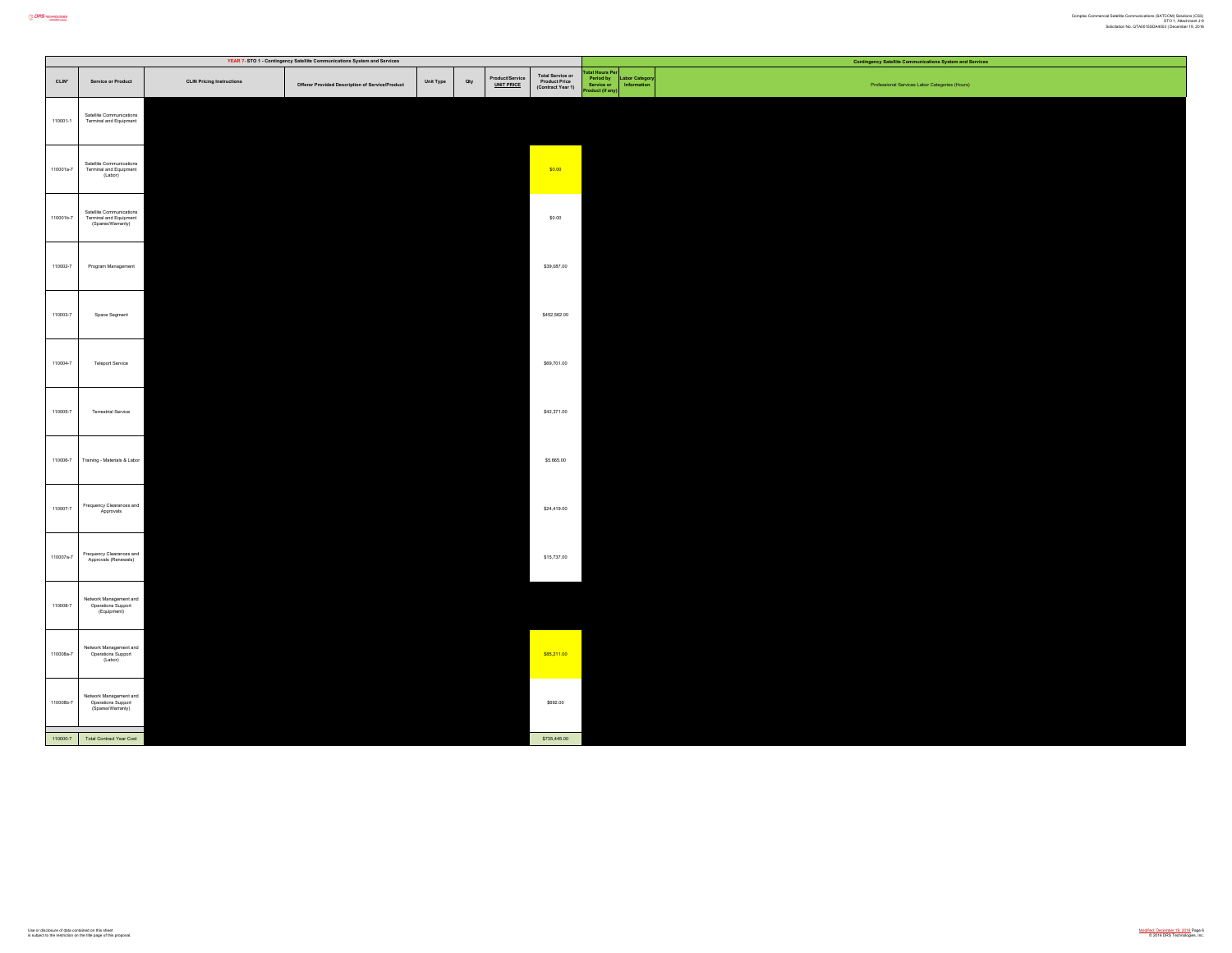| YEAR 7- STO 1 - Contingency Satellite Communications System and Services | | | | | | | | Contingency Satellite Communications System and Services | | |
|---|---|---|---|---|---|---|---|---|---|---|
| CLIN# | Service or Product | CLIN Pricing Instructions | Offeror Provided Description of Service/Product | Unit Type | Qty | Product/Service UNIT PRICE | Total Service or Product Price (Contract Year 1) | Total Hours Per Period by Service or Product (if any) | Labor Category Information | Professional Services Labor Categories (Hours) |
| 110001-1 | Satellite Communications Terminal and Equipment | | | | | | | | | |
| 110001a-7 | Satellite Communications Terminal and Equipment (Labor) | | | | | | $0.00 | | | |
| 110001b-7 | Satellite Communications Terminal and Equipment (Spares/Warranty) | | | | | | $0.00 | | | |
| 110002-7 | Program Management | | | | | | $39,087.00 | | | |
| 110003-7 | Space Segment | | | | | | $452,562.00 | | | |
| 110004-7 | Teleport Service | | | | | | $69,701.00 | | | |
| 110005-7 | Terrestrial Service | | | | | | $42,371.00 | | | |
| 110006-7 | Training - Materials & Labor | | | | | | $5,665.00 | | | |
| 110007-7 | Frequency Clearances and Approvals | | | | | | $24,419.00 | | | |
| 110007a-7 | Frequency Clearances and Approvals (Renewals) | | | | | | $15,737.00 | | | |
| 110008-7 | Network Management and Operations Support (Equipment) | | | | | | | | | |
| 110008a-7 | Network Management and Operations Support (Labor) | | | | | | $85,211.00 | | | |
| 110008b-7 | Network Management and Operations Support (Spares/Warranty) | | | | | | $692.00 | | | |
| 110000-7 | Total Contract Year Cost | | | | | | $735,445.00 | | | |

Use or disclosure of data contained on this sheet is subject to the restriction on the title page of this proposal.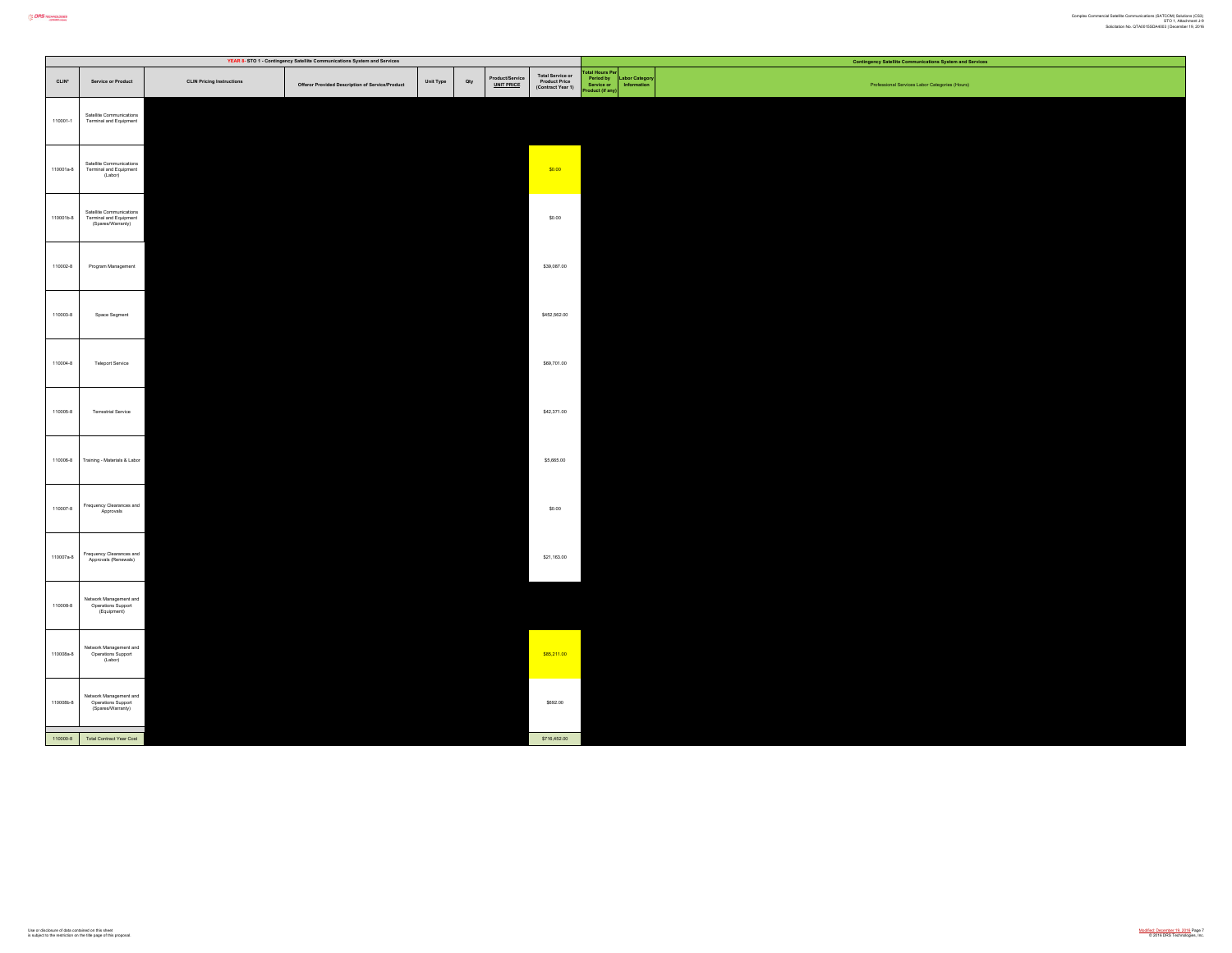| YEAR 8- STO 1 - Contingency Satellite Communications System and Services | | | | | | | | Contingency Satellite Communications System and Services | | |
|---|---|---|---|---|---|---|---|---|---|---|
| CLIN* | Service or Product | CLIN Pricing Instructions | Offeror Provided Description of Service/Product | Unit Type | Qty | Product/Service UNIT PRICE | Total Service or Product Price (Contract Year 1) | Total Hours Per Period by Service or Product (if any) | Labor Category Information | Professional Services Labor Categories (Hours) |
| 110001-1 | Satellite Communications Terminal and Equipment | | | | | | | | | |
| 110001a-8 | Satellite Communications Terminal and Equipment (Labor) | | | | | | $0.00 | | | |
| 110001b-8 | Satellite Communications Terminal and Equipment (Spares/Warranty) | | | | | | $0.00 | | | |
| 110002-8 | Program Management | | | | | | $39,087.00 | | | |
| 110003-8 | Space Segment | | | | | | $452,562.00 | | | |
| 110004-8 | Teleport Service | | | | | | $69,701.00 | | | |
| 110005-8 | Terrestrial Service | | | | | | $42,371.00 | | | |
| 110006-8 | Training - Materials & Labor | | | | | | $3,665.00 | | | |
| 110007-8 | Frequency Clearances and Approvals | | | | | | $0.00 | | | |
| 110007a-8 | Frequency Clearances and Approvals (Renewals) | | | | | | $21,163.00 | | | |
| 110008-8 | Network Management and Operations Support (Equipment) | | | | | | | | | |
| 110008a-8 | Network Management and Operations Support (Labor) | | | | | | $85,211.00 | | | |
| 110008b-8 | Network Management and Operations Support (Spares/Warranty) | | | | | | $692.00 | | | |
| 110000-8 | Total Contract Year Cost | | | | | | $716,452.00 | | | |

Use or disclosure of data contained on this sheet is subject to the restriction on the title page of this proposal.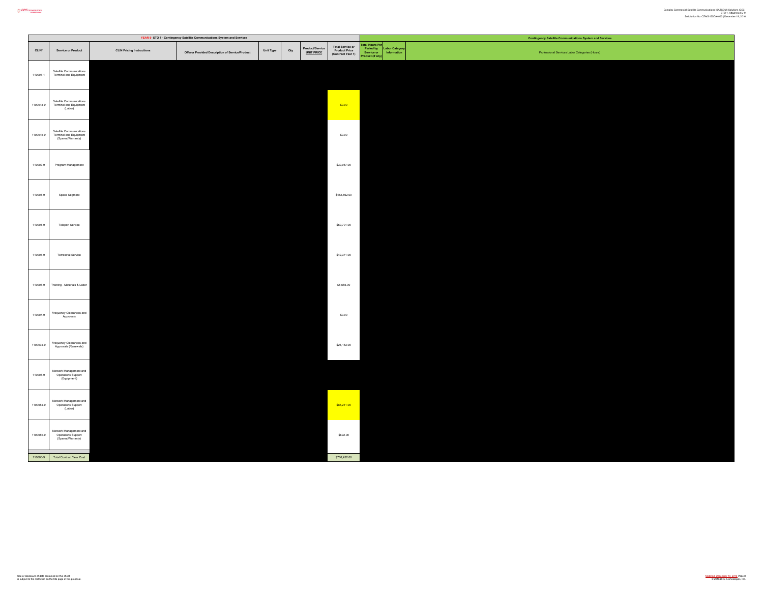| YEAR 9- STO 1 - Contingency Satellite Communications System and Services | | | | | | | | Contingency Satellite Communications System and Services | | |
|---|---|---|---|---|---|---|---|---|---|---|
| CLIN* | Service or Product | CLIN Pricing Instructions | Offeror Provided Description of Service/Product | Unit Type | Qty | Product/Service UNIT PRICE | Total Service or Product Price (Contract Year 1) | Total Hours Per Period by Service or Product (if any) | Labor Category Information | Professional Services Labor Categories (Hours) |
| 110001-1 | Satellite Communications Terminal and Equipment | | | | | | | | | |
| 110001a-9 | Satellite Communications Terminal and Equipment (Labor) | | | | | | $0.00 | | | |
| 110001b-9 | Satellite Communications Terminal and Equipment (Spares/Warranty) | | | | | | $0.00 | | | |
| 110002-9 | Program Management | | | | | | $39,087.00 | | | |
| 110003-9 | Space Segment | | | | | | $452,562.00 | | | |
| 110004-9 | Teleport Service | | | | | | $69,701.00 | | | |
| 110005-9 | Terrestrial Service | | | | | | $42,371.00 | | | |
| 110006-9 | Training - Materials & Labor | | | | | | $5,665.00 | | | |
| 110007-9 | Frequency Clearances and Approvals | | | | | | $0.00 | | | |
| 110007a-9 | Frequency Clearances and Approvals (Renewals) | | | | | | $21,163.00 | | | |
| 110008-9 | Network Management and Operations Support (Equipment) | | | | | | | | | |
| 110008a-9 | Network Management and Operations Support (Labor) | | | | | | $85,211.00 | | | |
| 110008b-9 | Network Management and Operations Support (Spares/Warranty) | | | | | | $692.00 | | | |
| 110000-9 | Total Contract Year Cost | | | | | | $716,452.00 | | | |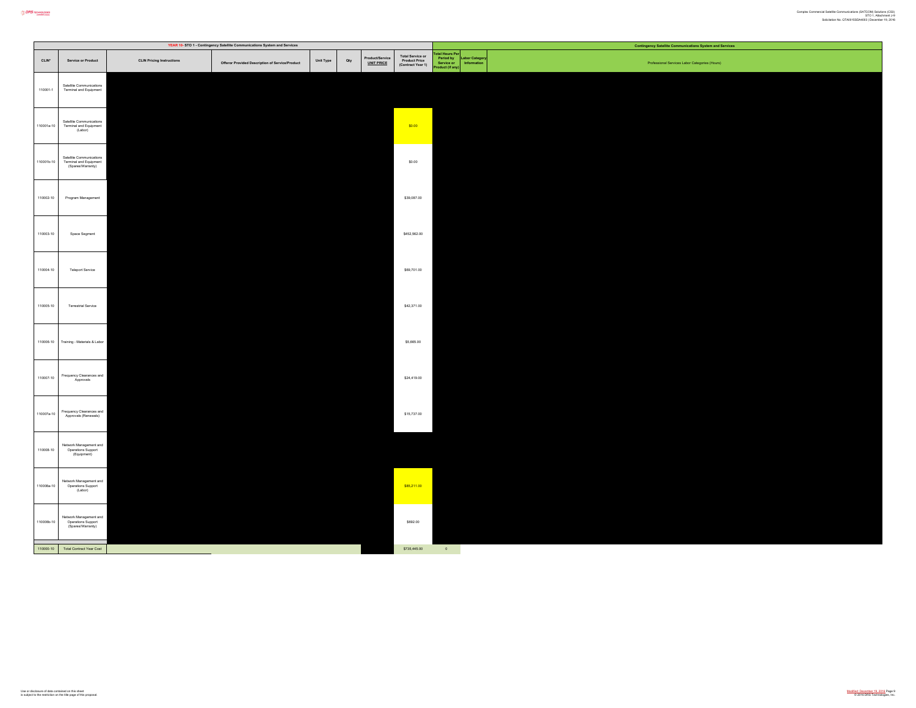| YEAR 10- STO 1 - Contingency Satellite Communications System and Services | | | | | | | | Contingency Satellite Communications System and Services | | |
|---|---|---|---|---|---|---|---|---|---|---|
| CLIN* | Service or Product | CLIN Pricing Instructions | Offeror Provided Description of Service/Product | Unit Type | Qty | Product/Service UNIT PRICE | Total Service or Product Price (Contract Year 1) | Total Hours Per Period by Service or Product (if any) | Labor Category Information | Professional Services Labor Categories (Hours) |
| 110001-1 | Satellite Communications Terminal and Equipment | | | | | | | | | |
| 110001a-10 | Satellite Communications Terminal and Equipment (Labor) | | | | | | $0.00 | | | |
| 110001b-10 | Satellite Communications Terminal and Equipment (Spares/Warranty) | | | | | | $0.00 | | | |
| 110002-10 | Program Management | | | | | | $39,087.00 | | | |
| 110003-10 | Space Segment | | | | | | $452,562.00 | | | |
| 110004-10 | Teleport Service | | | | | | $69,701.00 | | | |
| 110005-10 | Terrestrial Service | | | | | | $42,371.00 | | | |
| 110006-10 | Training - Materials & Labor | | | | | | $5,665.00 | | | |
| 110007-10 | Frequency Clearances and Approvals | | | | | | $24,419.00 | | | |
| 110007a-10 | Frequency Clearances and Approvals (Renewals) | | | | | | $15,737.00 | | | |
| 110008-10 | Network Management and Operations Support (Equipment) | | | | | | | | | |
| 110008a-10 | Network Management and Operations Support (Labor) | | | | | | $85,211.00 | | | |
| 110008b-10 | Network Management and Operations Support (Spares/Warranty) | | | | | | $692.00 | | | |
| 110000-10 | Total Contract Year Cost | | | | | | $735,445.00 | 0 | | |

Use or disclosure of data contained on this sheet is subject to the restriction on the title page of this proposal.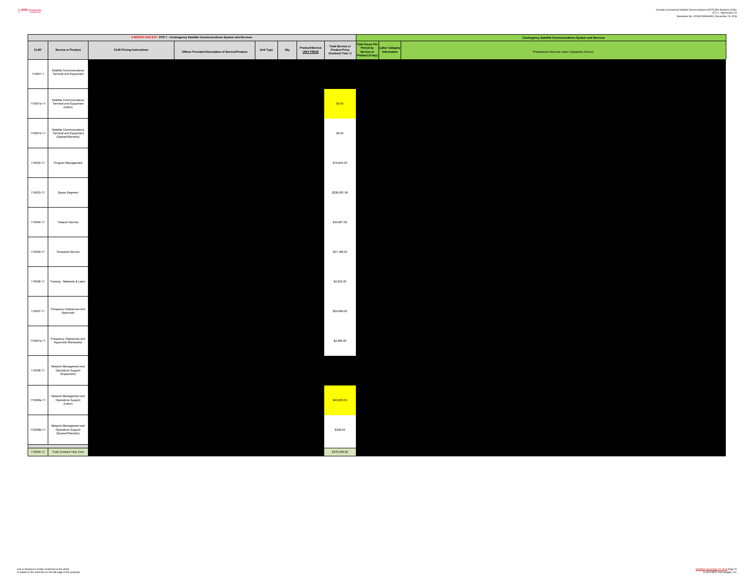| 6 MONTH FAR EXT- STO 1 - Contingency Satellite Communications System and Services | | | | | | | | Contingency Satellite Communications System and Services | | |
|---|---|---|---|---|---|---|---|---|---|---|
| CLIN# | Service or Product | CLIN Pricing Instructions | Offeror Provided Description of Service/Product | Unit Type | Qty | Product/Service UNIT PRICE | Total Service or Product Price (Contract Year 1) | Total Hours Per Period by Service or Product (if any) | Labor Category Information | Professional Services Labor Categories (Hours) |
| 110001-1 | Satellite Communications Terminal and Equipment | | | | | | | | | |
| 110001a-11 | Satellite Communications Terminal and Equipment (Labor) | | | | | | $0.00 | | | |
| 110001b-11 | Satellite Communications Terminal and Equipment (Spares/Warranty) | | | | | | $0.00 | | | |
| 110002-11 | Program Management | | | | | | $19,543.00 | | | |
| 110003-11 | Space Segment | | | | | | $226,281.00 | | | |
| 110004-11 | Teleport Service | | | | | | $34,851.00 | | | |
| 110005-11 | Terrestrial Service | | | | | | $21,186.00 | | | |
| 110006-11 | Training - Materials & Labor | | | | | | $2,833.00 | | | |
| 110007-11 | Frequency Clearances and Approvals | | | | | | $24,690.00 | | | |
| 110007a-11 | Frequency Clearances and Approvals (Renewals) | | | | | | $2,985.00 | | | |
| 110008-11 | Network Management and Operations Support (Equipment) | | | | | | | | | |
| 110008a-11 | Network Management and Operations Support (Labor) | | | | | | $42,605.00 | | | |
| 110008b-11 | Network Management and Operations Support (Spares/Warranty) | | | | | | $346.00 | | | |
| 110000-11 | Total Contract Year Cost | | | | | | $375,320.00 | | | |

Use or disclosure of data contained on this sheet is subject to the restriction on the title page of this proposal.